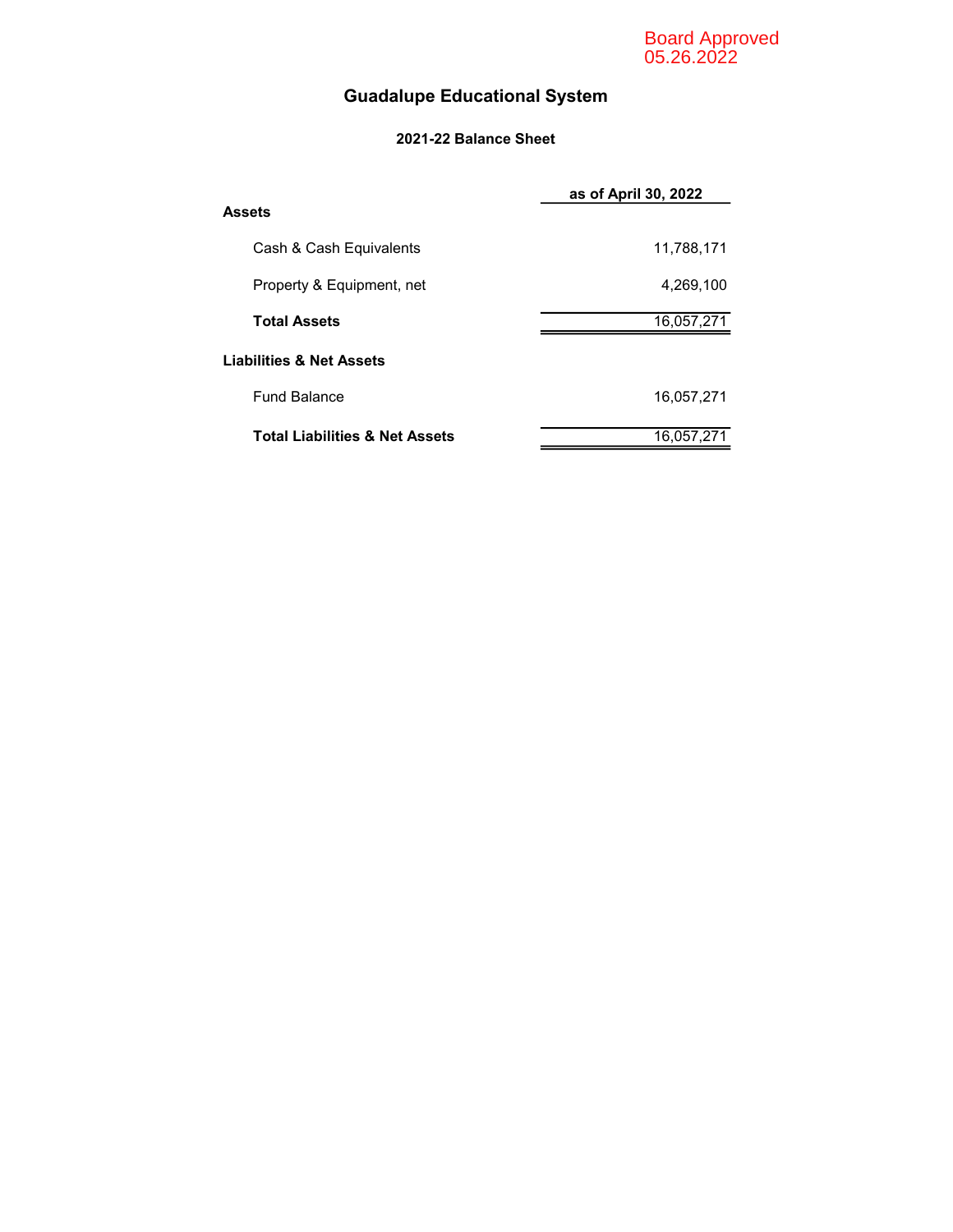Board Approved
05.26.2022

# Guadalupe Educational System

## 2021-22 Balance Sheet

| | as of April 30, 2022 |
|---|---|
| **Assets** | |
| Cash & Cash Equivalents | 11,788,171 |
| Property & Equipment, net | 4,269,100 |
| **Total Assets** | 16,057,271 |
| **Liabilities & Net Assets** | |
| Fund Balance | 16,057,271 |
| **Total Liabilities & Net Assets** | 16,057,271 |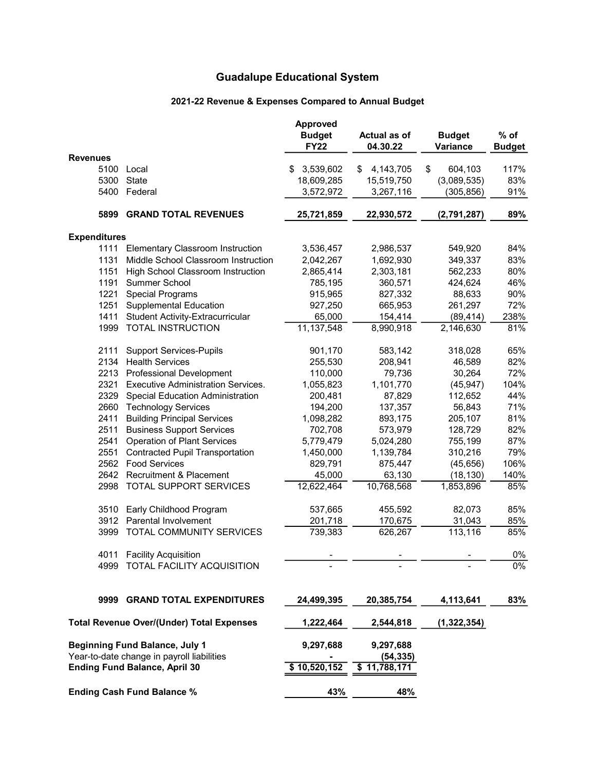# Guadalupe Educational System

## 2021-22 Revenue & Expenses Compared to Annual Budget

| | | Approved Budget FY22 | Actual as of 04.30.22 | Budget Variance | % of Budget |
|---|---|---|---|---|---|
| **Revenues** | | | | | |
| 5100 | Local | $ 3,539,602 | $ 4,143,705 | $ 604,103 | 117% |
| 5300 | State | 18,609,285 | 15,519,750 | (3,089,535) | 83% |
| 5400 | Federal | 3,572,972 | 3,267,116 | (305,856) | 91% |
| **5899** | **GRAND TOTAL REVENUES** | **25,721,859** | **22,930,572** | **(2,791,287)** | **89%** |
| **Expenditures** | | | | | |
| 1111 | Elementary Classroom Instruction | 3,536,457 | 2,986,537 | 549,920 | 84% |
| 1131 | Middle School Classroom Instruction | 2,042,267 | 1,692,930 | 349,337 | 83% |
| 1151 | High School Classroom Instruction | 2,865,414 | 2,303,181 | 562,233 | 80% |
| 1191 | Summer School | 785,195 | 360,571 | 424,624 | 46% |
| 1221 | Special Programs | 915,965 | 827,332 | 88,633 | 90% |
| 1251 | Supplemental Education | 927,250 | 665,953 | 261,297 | 72% |
| 1411 | Student Activity-Extracurricular | 65,000 | 154,414 | (89,414) | 238% |
| 1999 | TOTAL INSTRUCTION | 11,137,548 | 8,990,918 | 2,146,630 | 81% |
| 2111 | Support Services-Pupils | 901,170 | 583,142 | 318,028 | 65% |
| 2134 | Health Services | 255,530 | 208,941 | 46,589 | 82% |
| 2213 | Professional Development | 110,000 | 79,736 | 30,264 | 72% |
| 2321 | Executive Administration Services. | 1,055,823 | 1,101,770 | (45,947) | 104% |
| 2329 | Special Education Administration | 200,481 | 87,829 | 112,652 | 44% |
| 2660 | Technology Services | 194,200 | 137,357 | 56,843 | 71% |
| 2411 | Building Principal Services | 1,098,282 | 893,175 | 205,107 | 81% |
| 2511 | Business Support Services | 702,708 | 573,979 | 128,729 | 82% |
| 2541 | Operation of Plant Services | 5,779,479 | 5,024,280 | 755,199 | 87% |
| 2551 | Contracted Pupil Transportation | 1,450,000 | 1,139,784 | 310,216 | 79% |
| 2562 | Food Services | 829,791 | 875,447 | (45,656) | 106% |
| 2642 | Recruitment & Placement | 45,000 | 63,130 | (18,130) | 140% |
| 2998 | TOTAL SUPPORT SERVICES | 12,622,464 | 10,768,568 | 1,853,896 | 85% |
| 3510 | Early Childhood Program | 537,665 | 455,592 | 82,073 | 85% |
| 3912 | Parental Involvement | 201,718 | 170,675 | 31,043 | 85% |
| 3999 | TOTAL COMMUNITY SERVICES | 739,383 | 626,267 | 113,116 | 85% |
| 4011 | Facility Acquisition | - | - | - | 0% |
| 4999 | TOTAL FACILITY ACQUISITION | - | - | - | 0% |
| **9999** | **GRAND TOTAL EXPENDITURES** | **24,499,395** | **20,385,754** | **4,113,641** | **83%** |
| **Total Revenue Over/(Under) Total Expenses** | | **1,222,464** | **2,544,818** | **(1,322,354)** | |
| **Beginning Fund Balance, July 1** | | **9,297,688** | **9,297,688** | | |
| Year-to-date change in payroll liabilities | | - | (54,335) | | |
| **Ending Fund Balance, April 30** | | **$ 10,520,152** | **$ 11,788,171** | | |
| **Ending Cash Fund Balance %** | | **43%** | **48%** | | |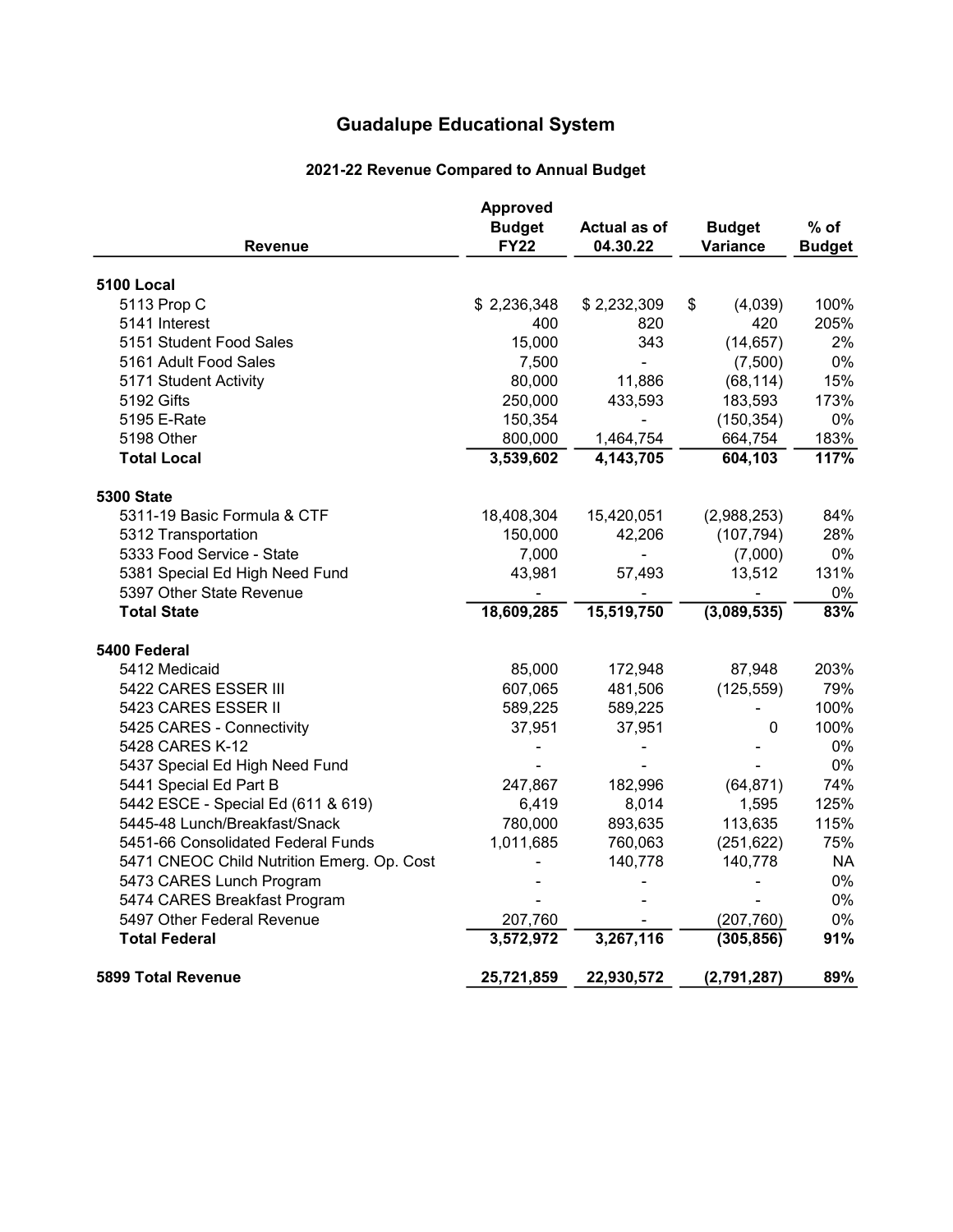# Guadalupe Educational System

## 2021-22 Revenue Compared to Annual Budget

| Revenue | Approved Budget FY22 | Actual as of 04.30.22 | Budget Variance | % of Budget |
|---|---|---|---|---|
| **5100 Local** | | | | |
| 5113 Prop C | $ 2,236,348 | $ 2,232,309 | $ (4,039) | 100% |
| 5141 Interest | 400 | 820 | 420 | 205% |
| 5151 Student Food Sales | 15,000 | 343 | (14,657) | 2% |
| 5161 Adult Food Sales | 7,500 | - | (7,500) | 0% |
| 5171 Student Activity | 80,000 | 11,886 | (68,114) | 15% |
| 5192 Gifts | 250,000 | 433,593 | 183,593 | 173% |
| 5195 E-Rate | 150,354 | - | (150,354) | 0% |
| 5198 Other | 800,000 | 1,464,754 | 664,754 | 183% |
| **Total Local** | **3,539,602** | **4,143,705** | **604,103** | **117%** |
| **5300 State** | | | | |
| 5311-19 Basic Formula & CTF | 18,408,304 | 15,420,051 | (2,988,253) | 84% |
| 5312 Transportation | 150,000 | 42,206 | (107,794) | 28% |
| 5333 Food Service - State | 7,000 | - | (7,000) | 0% |
| 5381 Special Ed High Need Fund | 43,981 | 57,493 | 13,512 | 131% |
| 5397 Other State Revenue | - | - | - | 0% |
| **Total State** | **18,609,285** | **15,519,750** | **(3,089,535)** | **83%** |
| **5400 Federal** | | | | |
| 5412 Medicaid | 85,000 | 172,948 | 87,948 | 203% |
| 5422 CARES ESSER III | 607,065 | 481,506 | (125,559) | 79% |
| 5423 CARES ESSER II | 589,225 | 589,225 | - | 100% |
| 5425 CARES - Connectivity | 37,951 | 37,951 | 0 | 100% |
| 5428 CARES K-12 | - | - | - | 0% |
| 5437 Special Ed High Need Fund | - | - | - | 0% |
| 5441 Special Ed Part B | 247,867 | 182,996 | (64,871) | 74% |
| 5442 ESCE - Special Ed (611 & 619) | 6,419 | 8,014 | 1,595 | 125% |
| 5445-48 Lunch/Breakfast/Snack | 780,000 | 893,635 | 113,635 | 115% |
| 5451-66 Consolidated Federal Funds | 1,011,685 | 760,063 | (251,622) | 75% |
| 5471 CNEOC Child Nutrition Emerg. Op. Cost | - | 140,778 | 140,778 | NA |
| 5473 CARES Lunch Program | - | - | - | 0% |
| 5474 CARES Breakfast Program | - | - | - | 0% |
| 5497 Other Federal Revenue | 207,760 | - | (207,760) | 0% |
| **Total Federal** | **3,572,972** | **3,267,116** | **(305,856)** | **91%** |
| **5899 Total Revenue** | **25,721,859** | **22,930,572** | **(2,791,287)** | **89%** |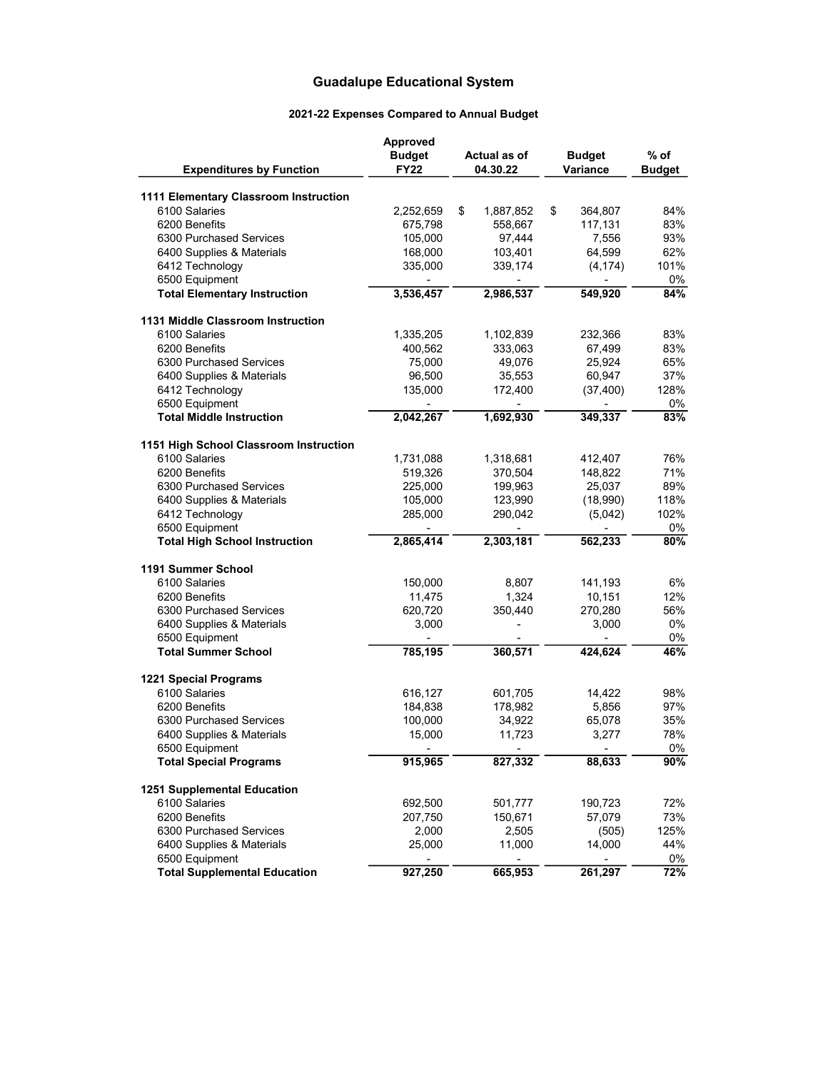# Guadalupe Educational System

## 2021-22 Expenses Compared to Annual Budget

| Expenditures by Function | Approved Budget FY22 | Actual as of 04.30.22 | Budget Variance | % of Budget |
|---|---|---|---|---|
| **1111 Elementary Classroom Instruction** | | | | |
| 6100 Salaries | 2,252,659 | $ 1,887,852 | $ 364,807 | 84% |
| 6200 Benefits | 675,798 | 558,667 | 117,131 | 83% |
| 6300 Purchased Services | 105,000 | 97,444 | 7,556 | 93% |
| 6400 Supplies & Materials | 168,000 | 103,401 | 64,599 | 62% |
| 6412 Technology | 335,000 | 339,174 | (4,174) | 101% |
| 6500 Equipment | - | - | - | 0% |
| **Total Elementary Instruction** | **3,536,457** | **2,986,537** | **549,920** | **84%** |
| **1131 Middle Classroom Instruction** | | | | |
| 6100 Salaries | 1,335,205 | 1,102,839 | 232,366 | 83% |
| 6200 Benefits | 400,562 | 333,063 | 67,499 | 83% |
| 6300 Purchased Services | 75,000 | 49,076 | 25,924 | 65% |
| 6400 Supplies & Materials | 96,500 | 35,553 | 60,947 | 37% |
| 6412 Technology | 135,000 | 172,400 | (37,400) | 128% |
| 6500 Equipment | - | - | - | 0% |
| **Total Middle Instruction** | **2,042,267** | **1,692,930** | **349,337** | **83%** |
| **1151 High School Classroom Instruction** | | | | |
| 6100 Salaries | 1,731,088 | 1,318,681 | 412,407 | 76% |
| 6200 Benefits | 519,326 | 370,504 | 148,822 | 71% |
| 6300 Purchased Services | 225,000 | 199,963 | 25,037 | 89% |
| 6400 Supplies & Materials | 105,000 | 123,990 | (18,990) | 118% |
| 6412 Technology | 285,000 | 290,042 | (5,042) | 102% |
| 6500 Equipment | - | - | - | 0% |
| **Total High School Instruction** | **2,865,414** | **2,303,181** | **562,233** | **80%** |
| **1191 Summer School** | | | | |
| 6100 Salaries | 150,000 | 8,807 | 141,193 | 6% |
| 6200 Benefits | 11,475 | 1,324 | 10,151 | 12% |
| 6300 Purchased Services | 620,720 | 350,440 | 270,280 | 56% |
| 6400 Supplies & Materials | 3,000 | - | 3,000 | 0% |
| 6500 Equipment | - | - | - | 0% |
| **Total Summer School** | **785,195** | **360,571** | **424,624** | **46%** |
| **1221 Special Programs** | | | | |
| 6100 Salaries | 616,127 | 601,705 | 14,422 | 98% |
| 6200 Benefits | 184,838 | 178,982 | 5,856 | 97% |
| 6300 Purchased Services | 100,000 | 34,922 | 65,078 | 35% |
| 6400 Supplies & Materials | 15,000 | 11,723 | 3,277 | 78% |
| 6500 Equipment | - | - | - | 0% |
| **Total Special Programs** | **915,965** | **827,332** | **88,633** | **90%** |
| **1251 Supplemental Education** | | | | |
| 6100 Salaries | 692,500 | 501,777 | 190,723 | 72% |
| 6200 Benefits | 207,750 | 150,671 | 57,079 | 73% |
| 6300 Purchased Services | 2,000 | 2,505 | (505) | 125% |
| 6400 Supplies & Materials | 25,000 | 11,000 | 14,000 | 44% |
| 6500 Equipment | - | - | - | 0% |
| **Total Supplemental Education** | **927,250** | **665,953** | **261,297** | **72%** |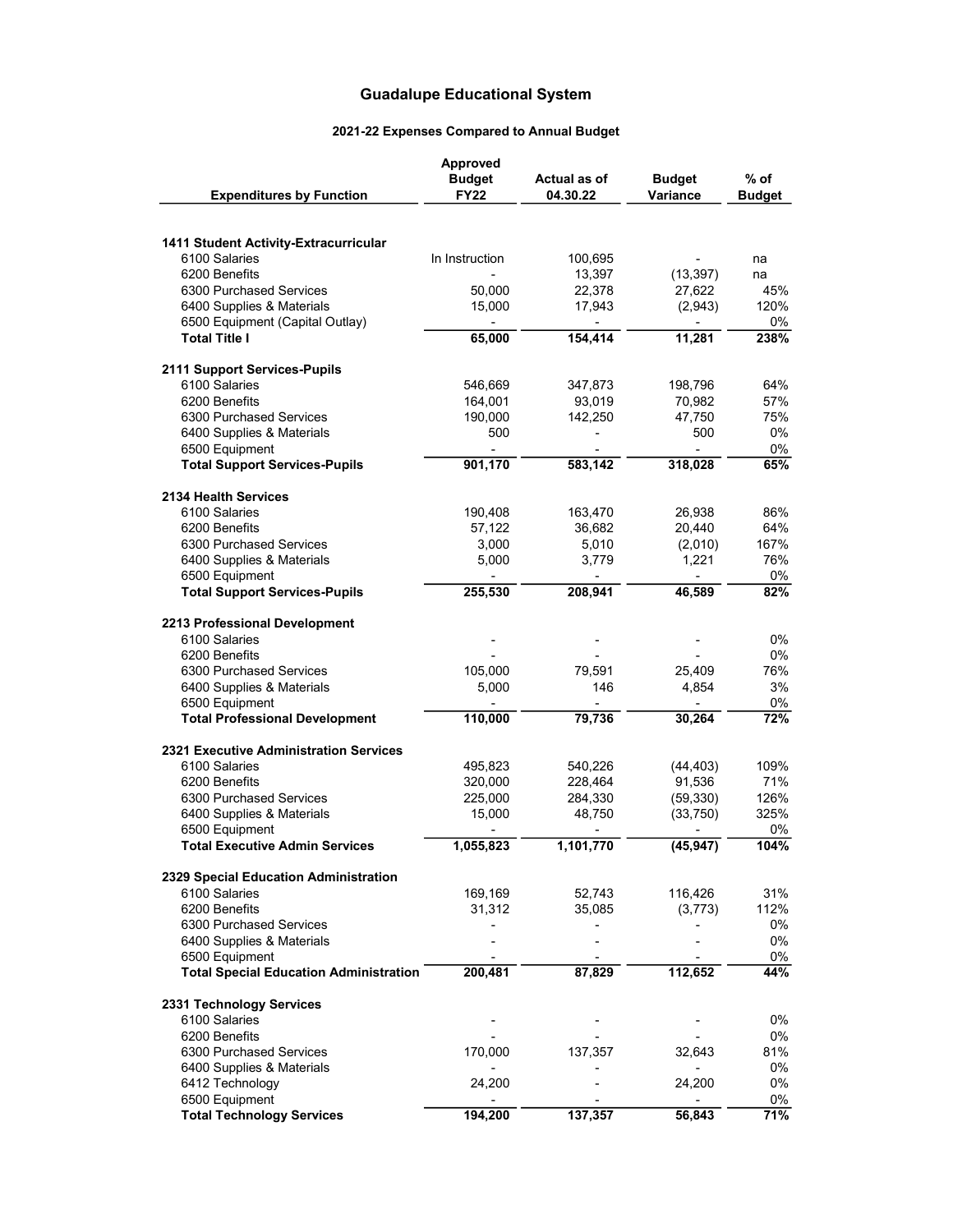# Guadalupe Educational System

## 2021-22 Expenses Compared to Annual Budget

| Expenditures by Function | Approved Budget FY22 | Actual as of 04.30.22 | Budget Variance | % of Budget |
|---|---|---|---|---|
| **1411 Student Activity-Extracurricular** | | | | |
| 6100 Salaries | In Instruction | 100,695 | - | na |
| 6200 Benefits | - | 13,397 | (13,397) | na |
| 6300 Purchased Services | 50,000 | 22,378 | 27,622 | 45% |
| 6400 Supplies & Materials | 15,000 | 17,943 | (2,943) | 120% |
| 6500 Equipment (Capital Outlay) | - | - | - | 0% |
| **Total Title I** | **65,000** | **154,414** | **11,281** | **238%** |
| **2111 Support Services-Pupils** | | | | |
| 6100 Salaries | 546,669 | 347,873 | 198,796 | 64% |
| 6200 Benefits | 164,001 | 93,019 | 70,982 | 57% |
| 6300 Purchased Services | 190,000 | 142,250 | 47,750 | 75% |
| 6400 Supplies & Materials | 500 | - | 500 | 0% |
| 6500 Equipment | - | - | - | 0% |
| **Total Support Services-Pupils** | **901,170** | **583,142** | **318,028** | **65%** |
| **2134 Health Services** | | | | |
| 6100 Salaries | 190,408 | 163,470 | 26,938 | 86% |
| 6200 Benefits | 57,122 | 36,682 | 20,440 | 64% |
| 6300 Purchased Services | 3,000 | 5,010 | (2,010) | 167% |
| 6400 Supplies & Materials | 5,000 | 3,779 | 1,221 | 76% |
| 6500 Equipment | - | - | - | 0% |
| **Total Support Services-Pupils** | **255,530** | **208,941** | **46,589** | **82%** |
| **2213 Professional Development** | | | | |
| 6100 Salaries | - | - | - | 0% |
| 6200 Benefits | - | - | - | 0% |
| 6300 Purchased Services | 105,000 | 79,591 | 25,409 | 76% |
| 6400 Supplies & Materials | 5,000 | 146 | 4,854 | 3% |
| 6500 Equipment | - | - | - | 0% |
| **Total Professional Development** | **110,000** | **79,736** | **30,264** | **72%** |
| **2321 Executive Administration Services** | | | | |
| 6100 Salaries | 495,823 | 540,226 | (44,403) | 109% |
| 6200 Benefits | 320,000 | 228,464 | 91,536 | 71% |
| 6300 Purchased Services | 225,000 | 284,330 | (59,330) | 126% |
| 6400 Supplies & Materials | 15,000 | 48,750 | (33,750) | 325% |
| 6500 Equipment | - | - | - | 0% |
| **Total Executive Admin Services** | **1,055,823** | **1,101,770** | **(45,947)** | **104%** |
| **2329 Special Education Administration** | | | | |
| 6100 Salaries | 169,169 | 52,743 | 116,426 | 31% |
| 6200 Benefits | 31,312 | 35,085 | (3,773) | 112% |
| 6300 Purchased Services | - | - | - | 0% |
| 6400 Supplies & Materials | - | - | - | 0% |
| 6500 Equipment | - | - | - | 0% |
| **Total Special Education Administration** | **200,481** | **87,829** | **112,652** | **44%** |
| **2331 Technology Services** | | | | |
| 6100 Salaries | - | - | - | 0% |
| 6200 Benefits | - | - | - | 0% |
| 6300 Purchased Services | 170,000 | 137,357 | 32,643 | 81% |
| 6400 Supplies & Materials | - | - | - | 0% |
| 6412 Technology | 24,200 | - | 24,200 | 0% |
| 6500 Equipment | - | - | - | 0% |
| **Total Technology Services** | **194,200** | **137,357** | **56,843** | **71%** |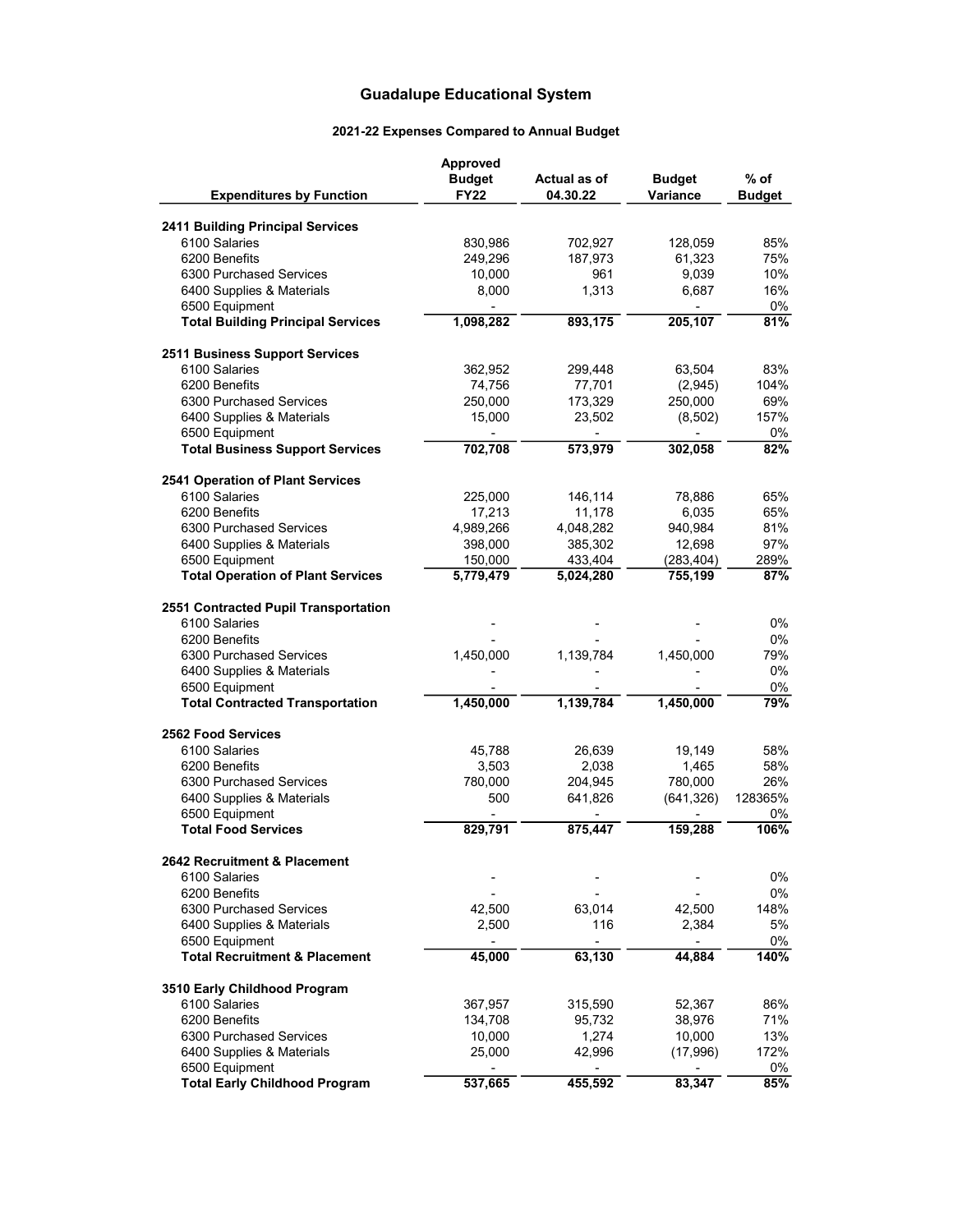# Guadalupe Educational System

## 2021-22 Expenses Compared to Annual Budget

| Expenditures by Function | Approved Budget FY22 | Actual as of 04.30.22 | Budget Variance | % of Budget |
|---|---|---|---|---|
| **2411 Building Principal Services** | | | | |
| 6100 Salaries | 830,986 | 702,927 | 128,059 | 85% |
| 6200 Benefits | 249,296 | 187,973 | 61,323 | 75% |
| 6300 Purchased Services | 10,000 | 961 | 9,039 | 10% |
| 6400 Supplies & Materials | 8,000 | 1,313 | 6,687 | 16% |
| 6500 Equipment | - | | - | 0% |
| **Total Building Principal Services** | **1,098,282** | **893,175** | **205,107** | **81%** |
| **2511 Business Support Services** | | | | |
| 6100 Salaries | 362,952 | 299,448 | 63,504 | 83% |
| 6200 Benefits | 74,756 | 77,701 | (2,945) | 104% |
| 6300 Purchased Services | 250,000 | 173,329 | 250,000 | 69% |
| 6400 Supplies & Materials | 15,000 | 23,502 | (8,502) | 157% |
| 6500 Equipment | - | - | - | 0% |
| **Total Business Support Services** | **702,708** | **573,979** | **302,058** | **82%** |
| **2541 Operation of Plant Services** | | | | |
| 6100 Salaries | 225,000 | 146,114 | 78,886 | 65% |
| 6200 Benefits | 17,213 | 11,178 | 6,035 | 65% |
| 6300 Purchased Services | 4,989,266 | 4,048,282 | 940,984 | 81% |
| 6400 Supplies & Materials | 398,000 | 385,302 | 12,698 | 97% |
| 6500 Equipment | 150,000 | 433,404 | (283,404) | 289% |
| **Total Operation of Plant Services** | **5,779,479** | **5,024,280** | **755,199** | **87%** |
| **2551 Contracted Pupil Transportation** | | | | |
| 6100 Salaries | - | - | - | 0% |
| 6200 Benefits | - | - | - | 0% |
| 6300 Purchased Services | 1,450,000 | 1,139,784 | 1,450,000 | 79% |
| 6400 Supplies & Materials | - | - | - | 0% |
| 6500 Equipment | - | - | - | 0% |
| **Total Contracted Transportation** | **1,450,000** | **1,139,784** | **1,450,000** | **79%** |
| **2562 Food Services** | | | | |
| 6100 Salaries | 45,788 | 26,639 | 19,149 | 58% |
| 6200 Benefits | 3,503 | 2,038 | 1,465 | 58% |
| 6300 Purchased Services | 780,000 | 204,945 | 780,000 | 26% |
| 6400 Supplies & Materials | 500 | 641,826 | (641,326) | 128365% |
| 6500 Equipment | - | - | - | 0% |
| **Total Food Services** | **829,791** | **875,447** | **159,288** | **106%** |
| **2642 Recruitment & Placement** | | | | |
| 6100 Salaries | - | - | - | 0% |
| 6200 Benefits | - | - | - | 0% |
| 6300 Purchased Services | 42,500 | 63,014 | 42,500 | 148% |
| 6400 Supplies & Materials | 2,500 | 116 | 2,384 | 5% |
| 6500 Equipment | - | - | - | 0% |
| **Total Recruitment & Placement** | **45,000** | **63,130** | **44,884** | **140%** |
| **3510 Early Childhood Program** | | | | |
| 6100 Salaries | 367,957 | 315,590 | 52,367 | 86% |
| 6200 Benefits | 134,708 | 95,732 | 38,976 | 71% |
| 6300 Purchased Services | 10,000 | 1,274 | 10,000 | 13% |
| 6400 Supplies & Materials | 25,000 | 42,996 | (17,996) | 172% |
| 6500 Equipment | - | - | - | 0% |
| **Total Early Childhood Program** | **537,665** | **455,592** | **83,347** | **85%** |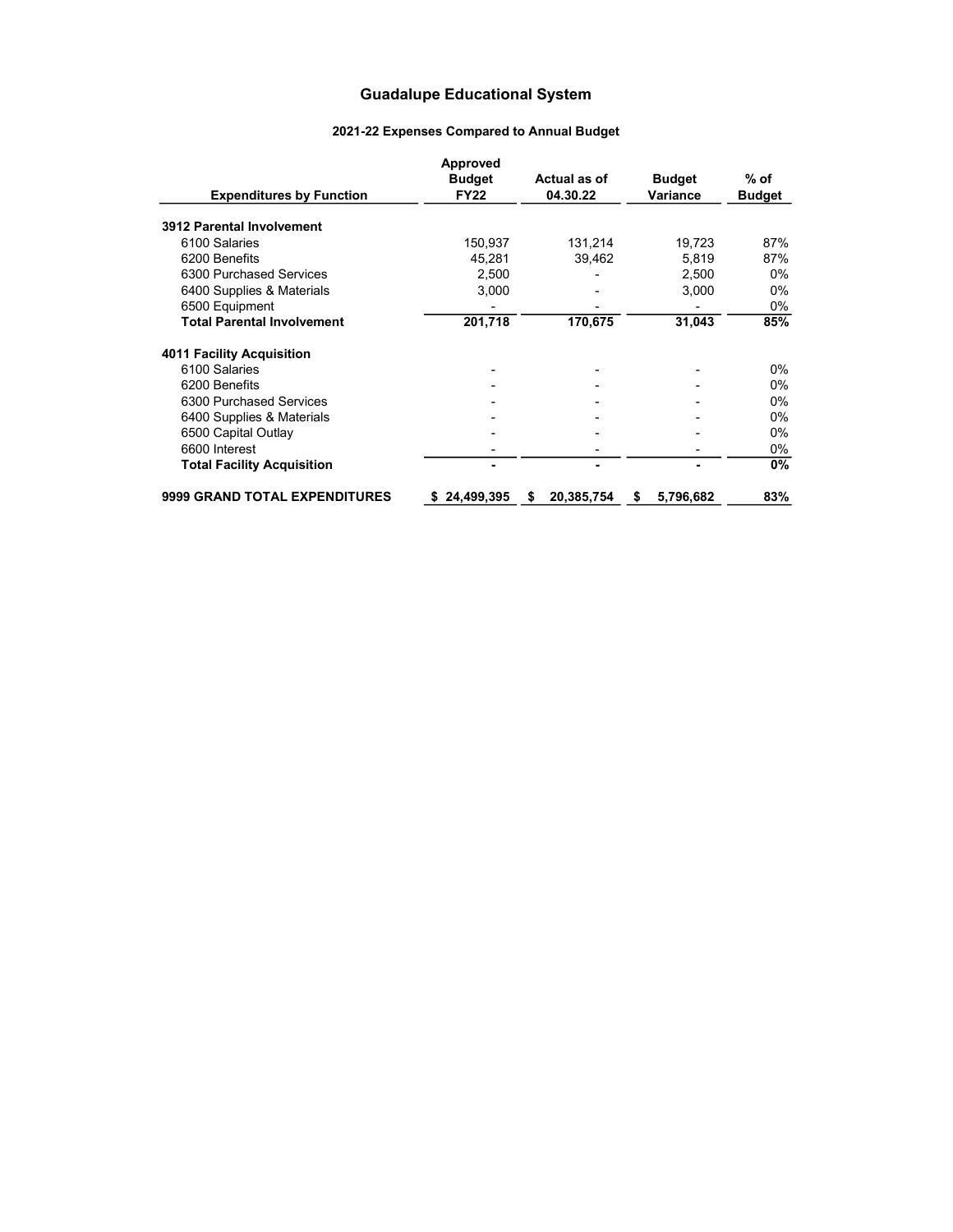# Guadalupe Educational System

## 2021-22 Expenses Compared to Annual Budget

| Expenditures by Function | Approved Budget FY22 | Actual as of 04.30.22 | Budget Variance | % of Budget |
|---|---|---|---|---|
| **3912 Parental Involvement** | | | | |
| 6100 Salaries | 150,937 | 131,214 | 19,723 | 87% |
| 6200 Benefits | 45,281 | 39,462 | 5,819 | 87% |
| 6300 Purchased Services | 2,500 | - | 2,500 | 0% |
| 6400 Supplies & Materials | 3,000 | - | 3,000 | 0% |
| 6500 Equipment | - | - | - | 0% |
| **Total Parental Involvement** | **201,718** | **170,675** | **31,043** | **85%** |
| **4011 Facility Acquisition** | | | | |
| 6100 Salaries | - | - | - | 0% |
| 6200 Benefits | - | - | - | 0% |
| 6300 Purchased Services | - | - | - | 0% |
| 6400 Supplies & Materials | - | - | - | 0% |
| 6500 Capital Outlay | - | - | - | 0% |
| 6600 Interest | - | - | - | 0% |
| **Total Facility Acquisition** | **-** | **-** | **-** | **0%** |
| **9999 GRAND TOTAL EXPENDITURES** | **$ 24,499,395** | **$ 20,385,754** | **$ 5,796,682** | **83%** |